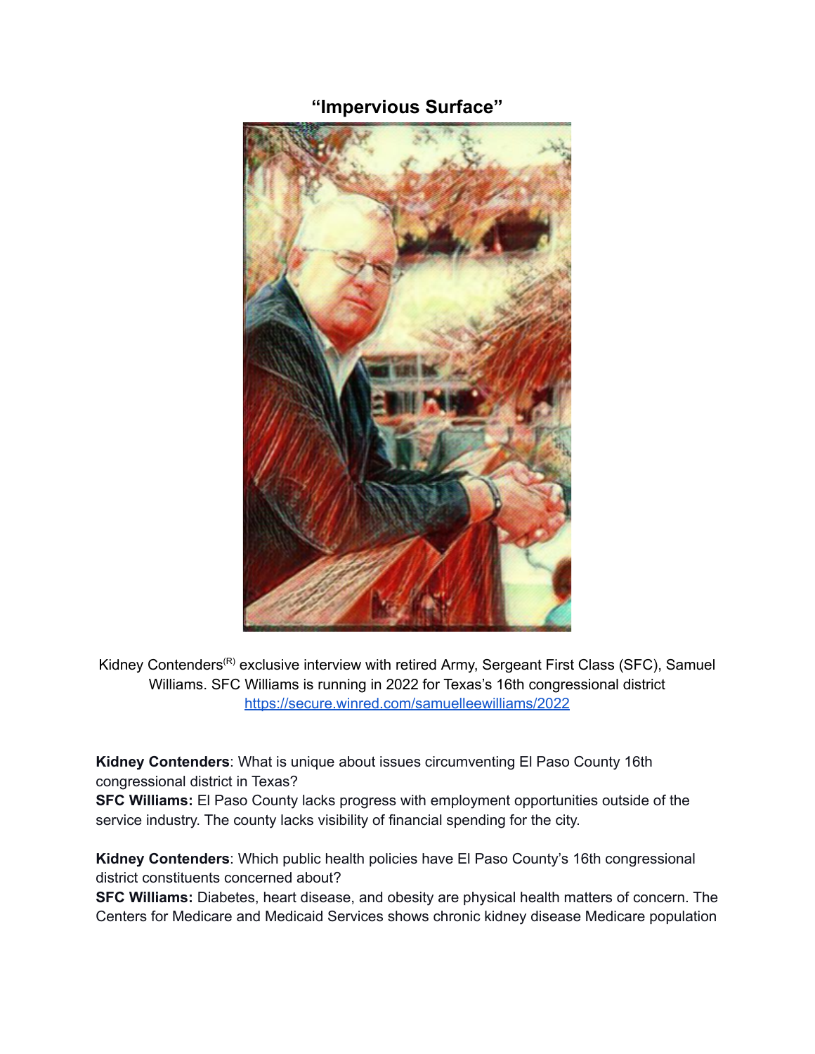## “Impervious Surface”

Kidney Contenders(R) exclusive interview with retired Army, Sergeant First Class (SFC), Samuel Williams. SFC Williams is running in 2022 for Texas’s 16th congressional district https://secure.winred.com/samuelleewilliams/2022

**Kidney Contenders**: What is unique about issues circumventing El Paso County 16th congressional district in Texas?
**SFC Williams:** El Paso County lacks progress with employment opportunities outside of the service industry. The county lacks visibility of financial spending for the city.

**Kidney Contenders**: Which public health policies have El Paso County’s 16th congressional district constituents concerned about?
**SFC Williams:** Diabetes, heart disease, and obesity are physical health matters of concern. The Centers for Medicare and Medicaid Services shows chronic kidney disease Medicare population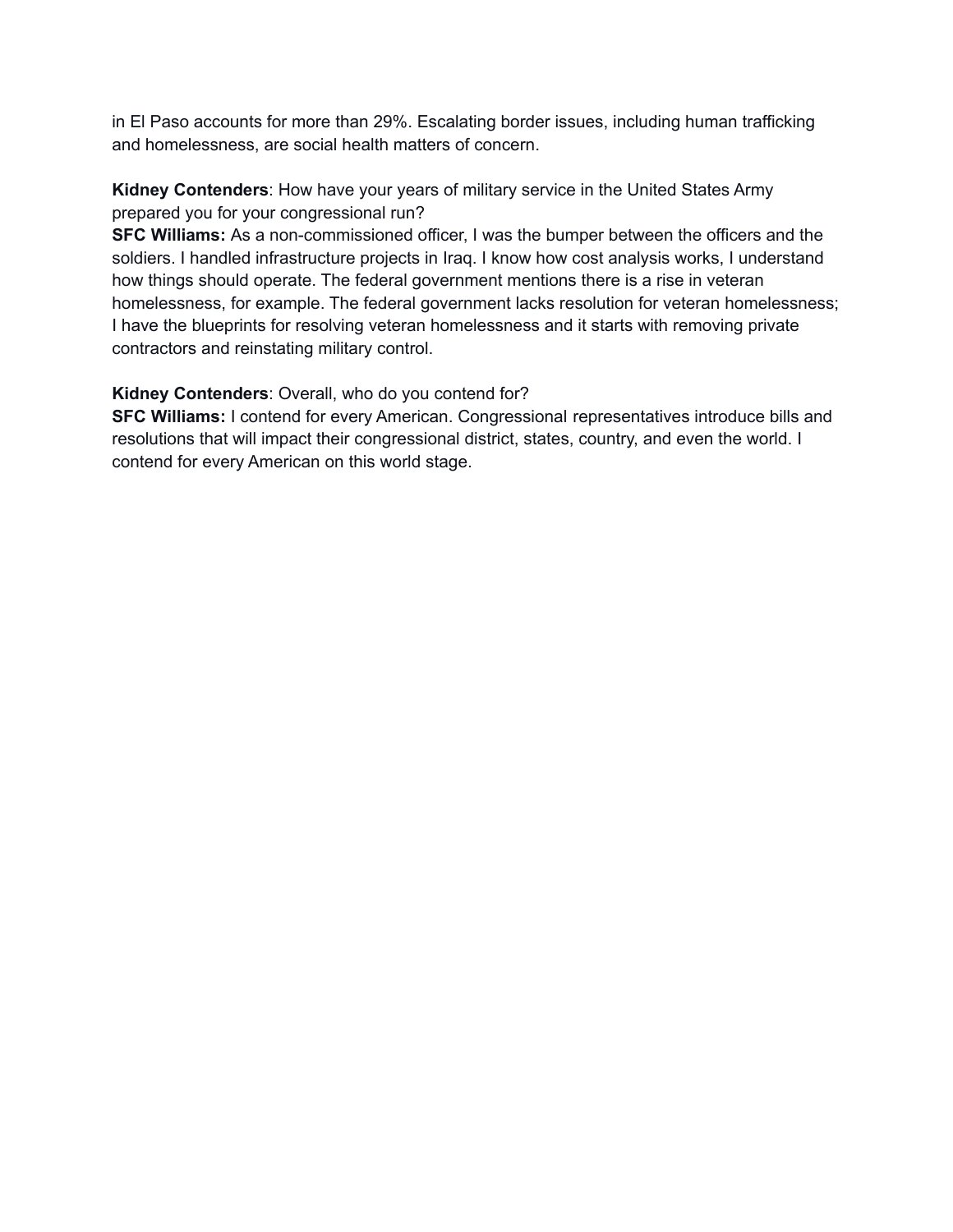in El Paso accounts for more than 29%. Escalating border issues, including human trafficking and homelessness, are social health matters of concern.

**Kidney Contenders**: How have your years of military service in the United States Army prepared you for your congressional run?
**SFC Williams:** As a non-commissioned officer, I was the bumper between the officers and the soldiers. I handled infrastructure projects in Iraq. I know how cost analysis works, I understand how things should operate. The federal government mentions there is a rise in veteran homelessness, for example. The federal government lacks resolution for veteran homelessness; I have the blueprints for resolving veteran homelessness and it starts with removing private contractors and reinstating military control.

**Kidney Contenders**: Overall, who do you contend for?
**SFC Williams:** I contend for every American. Congressional representatives introduce bills and resolutions that will impact their congressional district, states, country, and even the world. I contend for every American on this world stage.